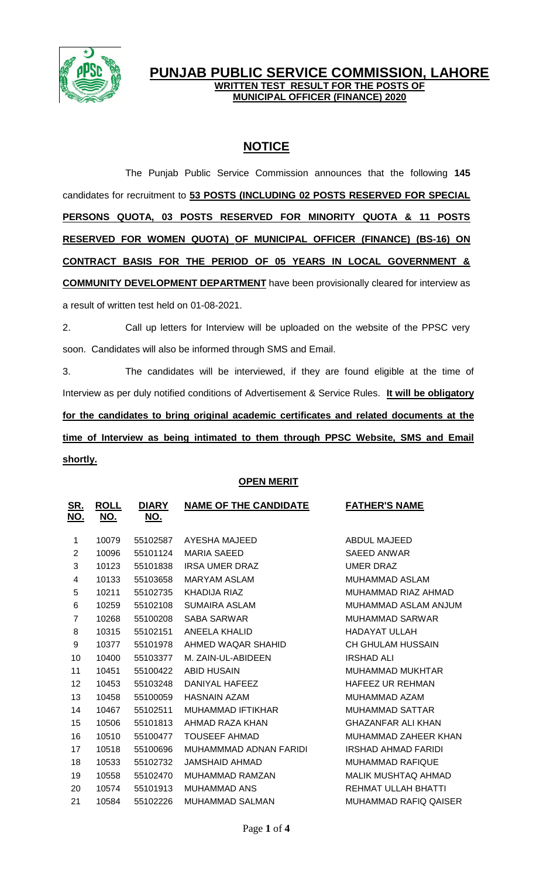# PUNJAB PUBLIC SERVICE COMMISSION, LAHORE

**WRITTEN TEST RESULT FOR THE POSTS OF MUNICIPAL OFFICER (FINANCE) 2020**

## NOTICE

The Punjab Public Service Commission announces that the following **145** candidates for recruitment to **53 POSTS (INCLUDING 02 POSTS RESERVED FOR SPECIAL PERSONS QUOTA, 03 POSTS RESERVED FOR MINORITY QUOTA & 11 POSTS RESERVED FOR WOMEN QUOTA) OF MUNICIPAL OFFICER (FINANCE) (BS-16) ON CONTRACT BASIS FOR THE PERIOD OF 05 YEARS IN LOCAL GOVERNMENT & COMMUNITY DEVELOPMENT DEPARTMENT** have been provisionally cleared for interview as a result of written test held on 01-08-2021.

2. Call up letters for Interview will be uploaded on the website of the PPSC very soon. Candidates will also be informed through SMS and Email.

3. The candidates will be interviewed, if they are found eligible at the time of Interview as per duly notified conditions of Advertisement & Service Rules. **It will be obligatory for the candidates to bring original academic certificates and related documents at the time of Interview as being intimated to them through PPSC Website, SMS and Email shortly.**

### OPEN MERIT

| SR. NO. | ROLL NO. | DIARY NO. | NAME OF THE CANDIDATE | FATHER'S NAME |
|---|---|---|---|---|
| 1 | 10079 | 55102587 | AYESHA MAJEED | ABDUL MAJEED |
| 2 | 10096 | 55101124 | MARIA SAEED | SAEED ANWAR |
| 3 | 10123 | 55101838 | IRSA UMER DRAZ | UMER DRAZ |
| 4 | 10133 | 55103658 | MARYAM ASLAM | MUHAMMAD ASLAM |
| 5 | 10211 | 55102735 | KHADIJA RIAZ | MUHAMMAD RIAZ AHMAD |
| 6 | 10259 | 55102108 | SUMAIRA ASLAM | MUHAMMAD ASLAM ANJUM |
| 7 | 10268 | 55100208 | SABA SARWAR | MUHAMMAD SARWAR |
| 8 | 10315 | 55102151 | ANEELA KHALID | HADAYAT ULLAH |
| 9 | 10377 | 55101978 | AHMED WAQAR SHAHID | CH GHULAM HUSSAIN |
| 10 | 10400 | 55103377 | M. ZAIN-UL-ABIDEEN | IRSHAD ALI |
| 11 | 10451 | 55100422 | ABID HUSAIN | MUHAMMAD MUKHTAR |
| 12 | 10453 | 55103248 | DANIYAL HAFEEZ | HAFEEZ UR REHMAN |
| 13 | 10458 | 55100059 | HASNAIN AZAM | MUHAMMAD AZAM |
| 14 | 10467 | 55102511 | MUHAMMAD IFTIKHAR | MUHAMMAD SATTAR |
| 15 | 10506 | 55101813 | AHMAD RAZA KHAN | GHAZANFAR ALI KHAN |
| 16 | 10510 | 55100477 | TOUSEEF AHMAD | MUHAMMAD ZAHEER KHAN |
| 17 | 10518 | 55100696 | MUHAMMMAD ADNAN FARIDI | IRSHAD AHMAD FARIDI |
| 18 | 10533 | 55102732 | JAMSHAID AHMAD | MUHAMMAD RAFIQUE |
| 19 | 10558 | 55102470 | MUHAMMAD RAMZAN | MALIK MUSHTAQ AHMAD |
| 20 | 10574 | 55101913 | MUHAMMAD ANS | REHMAT ULLAH BHATTI |
| 21 | 10584 | 55102226 | MUHAMMAD SALMAN | MUHAMMAD RAFIQ QAISER |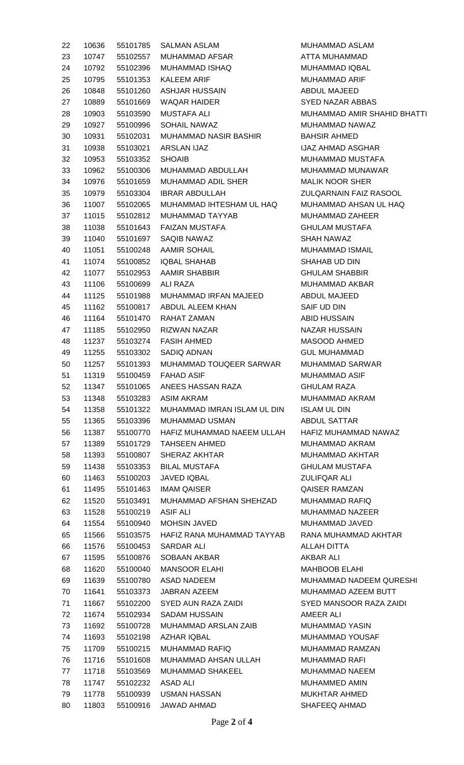| | | | | |
|---|---|---|---|---|
| 22 | 10636 | 55101785 | SALMAN ASLAM | MUHAMMAD ASLAM |
| 23 | 10747 | 55102557 | MUHAMMAD AFSAR | ATTA MUHAMMAD |
| 24 | 10792 | 55102396 | MUHAMMAD ISHAQ | MUHAMMAD IQBAL |
| 25 | 10795 | 55101353 | KALEEM ARIF | MUHAMMAD ARIF |
| 26 | 10848 | 55101260 | ASHJAR HUSSAIN | ABDUL MAJEED |
| 27 | 10889 | 55101669 | WAQAR HAIDER | SYED NAZAR ABBAS |
| 28 | 10903 | 55103590 | MUSTAFA ALI | MUHAMMAD AMIR SHAHID BHATTI |
| 29 | 10927 | 55100996 | SOHAIL NAWAZ | MUHAMMAD NAWAZ |
| 30 | 10931 | 55102031 | MUHAMMAD NASIR BASHIR | BAHSIR AHMED |
| 31 | 10938 | 55103021 | ARSLAN IJAZ | IJAZ AHMAD ASGHAR |
| 32 | 10953 | 55103352 | SHOAIB | MUHAMMAD MUSTAFA |
| 33 | 10962 | 55100306 | MUHAMMAD ABDULLAH | MUHAMMAD MUNAWAR |
| 34 | 10976 | 55101659 | MUHAMMAD ADIL SHER | MALIK NOOR SHER |
| 35 | 10979 | 55103304 | IBRAR ABDULLAH | ZULQARNAIN FAIZ RASOOL |
| 36 | 11007 | 55102065 | MUHAMMAD IHTESHAM UL HAQ | MUHAMMAD AHSAN UL HAQ |
| 37 | 11015 | 55102812 | MUHAMMAD TAYYAB | MUHAMMAD ZAHEER |
| 38 | 11038 | 55101643 | FAIZAN MUSTAFA | GHULAM MUSTAFA |
| 39 | 11040 | 55101697 | SAQIB NAWAZ | SHAH NAWAZ |
| 40 | 11051 | 55100248 | AAMIR SOHAIL | MUHAMMAD ISMAIL |
| 41 | 11074 | 55100852 | IQBAL SHAHAB | SHAHAB UD DIN |
| 42 | 11077 | 55102953 | AAMIR SHABBIR | GHULAM SHABBIR |
| 43 | 11106 | 55100699 | ALI RAZA | MUHAMMAD AKBAR |
| 44 | 11125 | 55101988 | MUHAMMAD IRFAN MAJEED | ABDUL MAJEED |
| 45 | 11162 | 55100817 | ABDUL ALEEM KHAN | SAIF UD DIN |
| 46 | 11164 | 55101470 | RAHAT ZAMAN | ABID HUSSAIN |
| 47 | 11185 | 55102950 | RIZWAN NAZAR | NAZAR HUSSAIN |
| 48 | 11237 | 55103274 | FASIH AHMED | MASOOD AHMED |
| 49 | 11255 | 55103302 | SADIQ ADNAN | GUL MUHAMMAD |
| 50 | 11257 | 55101393 | MUHAMMAD TOUQEER SARWAR | MUHAMMAD SARWAR |
| 51 | 11319 | 55100459 | FAHAD ASIF | MUHAMMAD ASIF |
| 52 | 11347 | 55101065 | ANEES HASSAN RAZA | GHULAM RAZA |
| 53 | 11348 | 55103283 | ASIM AKRAM | MUHAMMAD AKRAM |
| 54 | 11358 | 55101322 | MUHAMMAD IMRAN ISLAM UL DIN | ISLAM UL DIN |
| 55 | 11365 | 55103396 | MUHAMMAD USMAN | ABDUL SATTAR |
| 56 | 11387 | 55100770 | HAFIZ MUHAMMAD NAEEM ULLAH | HAFIZ MUHAMMAD NAWAZ |
| 57 | 11389 | 55101729 | TAHSEEN AHMED | MUHAMMAD AKRAM |
| 58 | 11393 | 55100807 | SHERAZ AKHTAR | MUHAMMAD AKHTAR |
| 59 | 11438 | 55103353 | BILAL MUSTAFA | GHULAM MUSTAFA |
| 60 | 11463 | 55100203 | JAVED IQBAL | ZULIFQAR ALI |
| 61 | 11495 | 55101463 | IMAM QAISER | QAISER RAMZAN |
| 62 | 11520 | 55103491 | MUHAMMAD AFSHAN SHEHZAD | MUHAMMAD RAFIQ |
| 63 | 11528 | 55100219 | ASIF ALI | MUHAMMAD NAZEER |
| 64 | 11554 | 55100940 | MOHSIN JAVED | MUHAMMAD JAVED |
| 65 | 11566 | 55103575 | HAFIZ RANA MUHAMMAD TAYYAB | RANA MUHAMMAD AKHTAR |
| 66 | 11576 | 55100453 | SARDAR ALI | ALLAH DITTA |
| 67 | 11595 | 55100876 | SOBAAN AKBAR | AKBAR ALI |
| 68 | 11620 | 55100040 | MANSOOR ELAHI | MAHBOOB ELAHI |
| 69 | 11639 | 55100780 | ASAD NADEEM | MUHAMMAD NADEEM QURESHI |
| 70 | 11641 | 55103373 | JABRAN AZEEM | MUHAMMAD AZEEM BUTT |
| 71 | 11667 | 55102200 | SYED AUN RAZA ZAIDI | SYED MANSOOR RAZA ZAIDI |
| 72 | 11674 | 55102934 | SADAM HUSSAIN | AMEER ALI |
| 73 | 11692 | 55100728 | MUHAMMAD ARSLAN ZAIB | MUHAMMAD YASIN |
| 74 | 11693 | 55102198 | AZHAR IQBAL | MUHAMMAD YOUSAF |
| 75 | 11709 | 55100215 | MUHAMMAD RAFIQ | MUHAMMAD RAMZAN |
| 76 | 11716 | 55101608 | MUHAMMAD AHSAN ULLAH | MUHAMMAD RAFI |
| 77 | 11718 | 55103569 | MUHAMMAD SHAKEEL | MUHAMMAD NAEEM |
| 78 | 11747 | 55102232 | ASAD ALI | MUHAMMED AMIN |
| 79 | 11778 | 55100939 | USMAN HASSAN | MUKHTAR AHMED |
| 80 | 11803 | 55100916 | JAWAD AHMAD | SHAFEEQ AHMAD |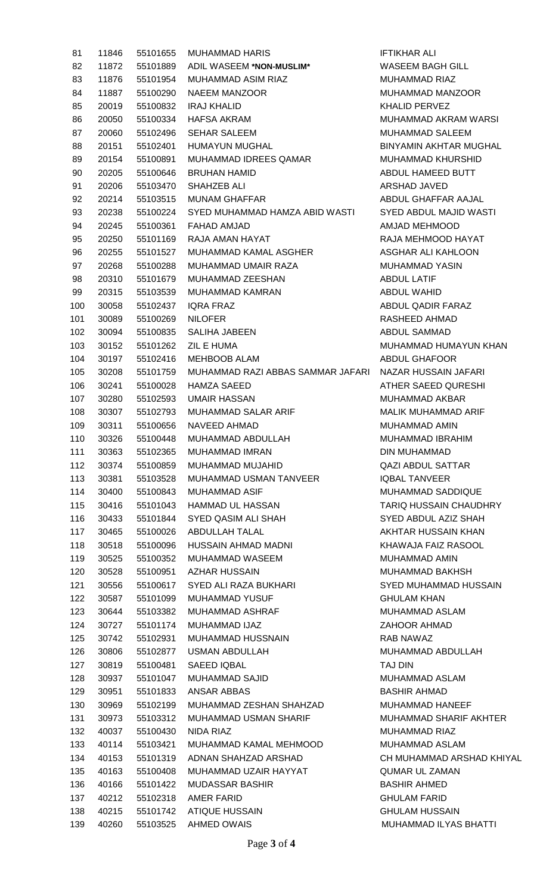| | | | | |
|---|---|---|---|---|
| 81 | 11846 | 55101655 | MUHAMMAD HARIS | IFTIKHAR ALI |
| 82 | 11872 | 55101889 | ADIL WASEEM ***NON-MUSLIM*** | WASEEM BAGH GILL |
| 83 | 11876 | 55101954 | MUHAMMAD ASIM RIAZ | MUHAMMAD RIAZ |
| 84 | 11887 | 55100290 | NAEEM MANZOOR | MUHAMMAD MANZOOR |
| 85 | 20019 | 55100832 | IRAJ KHALID | KHALID PERVEZ |
| 86 | 20050 | 55100334 | HAFSA AKRAM | MUHAMMAD AKRAM WARSI |
| 87 | 20060 | 55102496 | SEHAR SALEEM | MUHAMMAD SALEEM |
| 88 | 20151 | 55102401 | HUMAYUN MUGHAL | BINYAMIN AKHTAR MUGHAL |
| 89 | 20154 | 55100891 | MUHAMMAD IDREES QAMAR | MUHAMMAD KHURSHID |
| 90 | 20205 | 55100646 | BRUHAN HAMID | ABDUL HAMEED BUTT |
| 91 | 20206 | 55103470 | SHAHZEB ALI | ARSHAD JAVED |
| 92 | 20214 | 55103515 | MUNAM GHAFFAR | ABDUL GHAFFAR AAJAL |
| 93 | 20238 | 55100224 | SYED MUHAMMAD HAMZA ABID WASTI | SYED ABDUL MAJID WASTI |
| 94 | 20245 | 55100361 | FAHAD AMJAD | AMJAD MEHMOOD |
| 95 | 20250 | 55101169 | RAJA AMAN HAYAT | RAJA MEHMOOD HAYAT |
| 96 | 20255 | 55101527 | MUHAMMAD KAMAL ASGHER | ASGHAR ALI KAHLOON |
| 97 | 20268 | 55100288 | MUHAMMAD UMAIR RAZA | MUHAMMAD YASIN |
| 98 | 20310 | 55101679 | MUHAMMAD ZEESHAN | ABDUL LATIF |
| 99 | 20315 | 55103539 | MUHAMMAD KAMRAN | ABDUL WAHID |
| 100 | 30058 | 55102437 | IQRA FRAZ | ABDUL QADIR FARAZ |
| 101 | 30089 | 55100269 | NILOFER | RASHEED AHMAD |
| 102 | 30094 | 55100835 | SALIHA JABEEN | ABDUL SAMMAD |
| 103 | 30152 | 55101262 | ZIL E HUMA | MUHAMMAD HUMAYUN KHAN |
| 104 | 30197 | 55102416 | MEHBOOB ALAM | ABDUL GHAFOOR |
| 105 | 30208 | 55101759 | MUHAMMAD RAZI ABBAS SAMMAR JAFARI | NAZAR HUSSAIN JAFARI |
| 106 | 30241 | 55100028 | HAMZA SAEED | ATHER SAEED QURESHI |
| 107 | 30280 | 55102593 | UMAIR HASSAN | MUHAMMAD AKBAR |
| 108 | 30307 | 55102793 | MUHAMMAD SALAR ARIF | MALIK MUHAMMAD ARIF |
| 109 | 30311 | 55100656 | NAVEED AHMAD | MUHAMMAD AMIN |
| 110 | 30326 | 55100448 | MUHAMMAD ABDULLAH | MUHAMMAD IBRAHIM |
| 111 | 30363 | 55102365 | MUHAMMAD IMRAN | DIN MUHAMMAD |
| 112 | 30374 | 55100859 | MUHAMMAD MUJAHID | QAZI ABDUL SATTAR |
| 113 | 30381 | 55103528 | MUHAMMAD USMAN TANVEER | IQBAL TANVEER |
| 114 | 30400 | 55100843 | MUHAMMAD ASIF | MUHAMMAD SADDIQUE |
| 115 | 30416 | 55101043 | HAMMAD UL HASSAN | TARIQ HUSSAIN CHAUDHRY |
| 116 | 30433 | 55101844 | SYED QASIM ALI SHAH | SYED ABDUL AZIZ SHAH |
| 117 | 30465 | 55100026 | ABDULLAH TALAL | AKHTAR HUSSAIN KHAN |
| 118 | 30518 | 55100096 | HUSSAIN AHMAD MADNI | KHAWAJA FAIZ RASOOL |
| 119 | 30525 | 55100352 | MUHAMMAD WASEEM | MUHAMMAD AMIN |
| 120 | 30528 | 55100951 | AZHAR HUSSAIN | MUHAMMAD BAKHSH |
| 121 | 30556 | 55100617 | SYED ALI RAZA BUKHARI | SYED MUHAMMAD HUSSAIN |
| 122 | 30587 | 55101099 | MUHAMMAD YUSUF | GHULAM KHAN |
| 123 | 30644 | 55103382 | MUHAMMAD ASHRAF | MUHAMMAD ASLAM |
| 124 | 30727 | 55101174 | MUHAMMAD IJAZ | ZAHOOR AHMAD |
| 125 | 30742 | 55102931 | MUHAMMAD HUSSNAIN | RAB NAWAZ |
| 126 | 30806 | 55102877 | USMAN ABDULLAH | MUHAMMAD ABDULLAH |
| 127 | 30819 | 55100481 | SAEED IQBAL | TAJ DIN |
| 128 | 30937 | 55101047 | MUHAMMAD SAJID | MUHAMMAD ASLAM |
| 129 | 30951 | 55101833 | ANSAR ABBAS | BASHIR AHMAD |
| 130 | 30969 | 55102199 | MUHAMMAD ZESHAN SHAHZAD | MUHAMMAD HANEEF |
| 131 | 30973 | 55103312 | MUHAMMAD USMAN SHARIF | MUHAMMAD SHARIF AKHTER |
| 132 | 40037 | 55100430 | NIDA RIAZ | MUHAMMAD RIAZ |
| 133 | 40114 | 55103421 | MUHAMMAD KAMAL MEHMOOD | MUHAMMAD ASLAM |
| 134 | 40153 | 55101319 | ADNAN SHAHZAD ARSHAD | CH MUHAMMAD ARSHAD KHIYAL |
| 135 | 40163 | 55100408 | MUHAMMAD UZAIR HAYYAT | QUMAR UL ZAMAN |
| 136 | 40166 | 55101422 | MUDASSAR BASHIR | BASHIR AHMED |
| 137 | 40212 | 55102318 | AMER FARID | GHULAM FARID |
| 138 | 40215 | 55101742 | ATIQUE HUSSAIN | GHULAM HUSSAIN |
| 139 | 40260 | 55103525 | AHMED OWAIS | MUHAMMAD ILYAS BHATTI |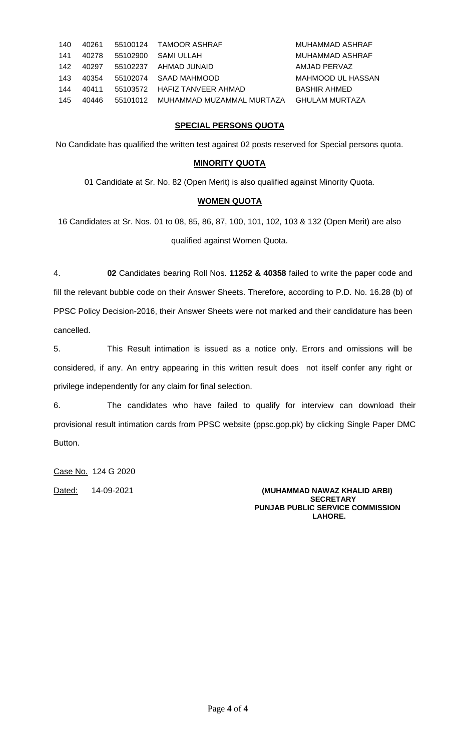| | | | | |
|---|---|---|---|---|
| 140 | 40261 | 55100124 | TAMOOR ASHRAF | MUHAMMAD ASHRAF |
| 141 | 40278 | 55102900 | SAMI ULLAH | MUHAMMAD ASHRAF |
| 142 | 40297 | 55102237 | AHMAD JUNAID | AMJAD PERVAZ |
| 143 | 40354 | 55102074 | SAAD MAHMOOD | MAHMOOD UL HASSAN |
| 144 | 40411 | 55103572 | HAFIZ TANVEER AHMAD | BASHIR AHMED |
| 145 | 40446 | 55101012 | MUHAMMAD MUZAMMAL MURTAZA | GHULAM MURTAZA |

**SPECIAL PERSONS QUOTA**

No Candidate has qualified the written test against 02 posts reserved for Special persons quota.

**MINORITY QUOTA**

01 Candidate at Sr. No. 82 (Open Merit) is also qualified against Minority Quota.

**WOMEN QUOTA**

16 Candidates at Sr. Nos. 01 to 08, 85, 86, 87, 100, 101, 102, 103 & 132 (Open Merit) are also qualified against Women Quota.

4. **02** Candidates bearing Roll Nos. **11252 & 40358** failed to write the paper code and fill the relevant bubble code on their Answer Sheets. Therefore, according to P.D. No. 16.28 (b) of PPSC Policy Decision-2016, their Answer Sheets were not marked and their candidature has been cancelled.

5. This Result intimation is issued as a notice only. Errors and omissions will be considered, if any. An entry appearing in this written result does not itself confer any right or privilege independently for any claim for final selection.

6. The candidates who have failed to qualify for interview can download their provisional result intimation cards from PPSC website (ppsc.gop.pk) by clicking Single Paper DMC Button.

Case No. 124 G 2020

Dated: 14-09-2021

**(MUHAMMAD NAWAZ KHALID ARBI)**
**SECRETARY**
**PUNJAB PUBLIC SERVICE COMMISSION**
**LAHORE.**